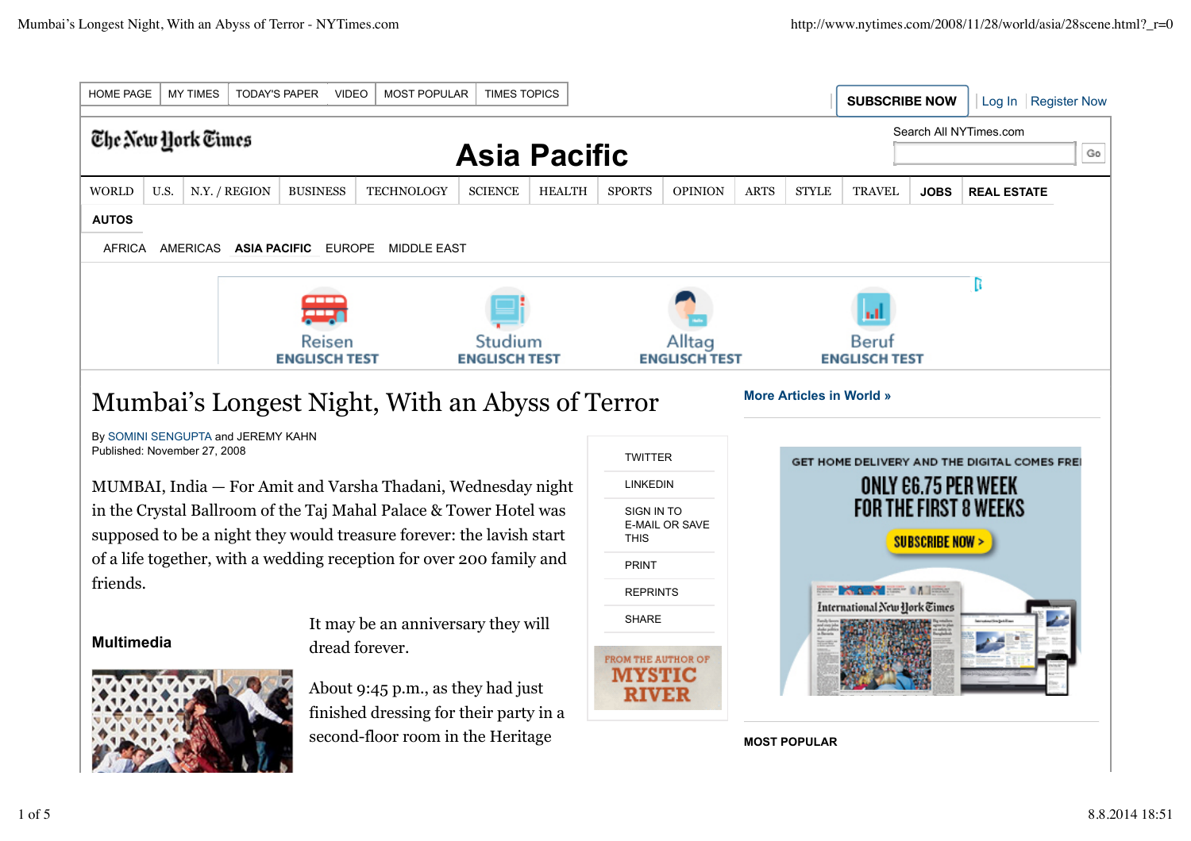# Mumbai's Longest Night, With an Abyss of Terror

By SOMINI SENGUPTA and JEREMY KAHN
Published: November 27, 2008

MUMBAI, India — For Amit and Varsha Thadani, Wednesday night in the Crystal Ballroom of the Taj Mahal Palace & Tower Hotel was supposed to be a night they would treasure forever: the lavish start of a life together, with a wedding reception for over 200 family and friends.

It may be an anniversary they will dread forever.

About 9:45 p.m., as they had just finished dressing for their party in a second-floor room in the Heritage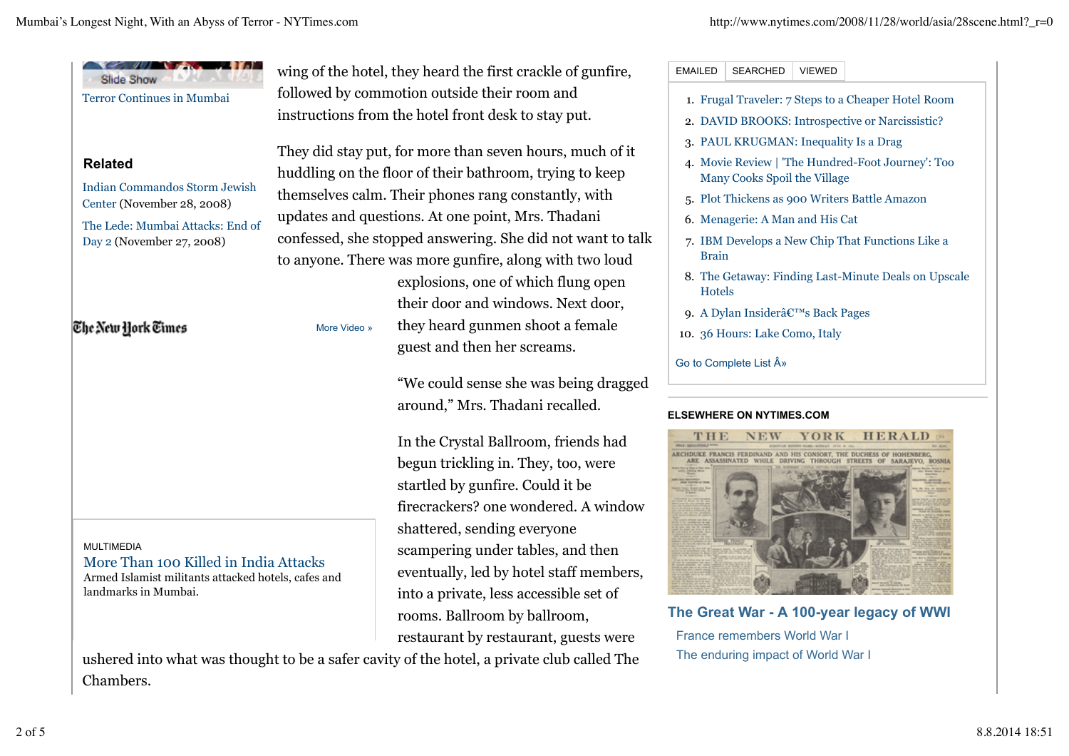Slide Show

Terror Continues in Mumbai

**Related**

Indian Commandos Storm Jewish Center (November 28, 2008)

The Lede: Mumbai Attacks: End of Day 2 (November 27, 2008)

More Video »

MULTIMEDIA

More Than 100 Killed in India Attacks

Armed Islamist militants attacked hotels, cafes and landmarks in Mumbai.

wing of the hotel, they heard the first crackle of gunfire, followed by commotion outside their room and instructions from the hotel front desk to stay put.

They did stay put, for more than seven hours, much of it huddling on the floor of their bathroom, trying to keep themselves calm. Their phones rang constantly, with updates and questions. At one point, Mrs. Thadani confessed, she stopped answering. She did not want to talk to anyone. There was more gunfire, along with two loud explosions, one of which flung open their door and windows. Next door, they heard gunmen shoot a female guest and then her screams.

"We could sense she was being dragged around," Mrs. Thadani recalled.

In the Crystal Ballroom, friends had begun trickling in. They, too, were startled by gunfire. Could it be firecrackers? one wondered. A window shattered, sending everyone scampering under tables, and then eventually, led by hotel staff members, into a private, less accessible set of rooms. Ballroom by ballroom, restaurant by restaurant, guests were ushered into what was thought to be a safer cavity of the hotel, a private club called The Chambers.

EMAILED | SEARCHED | VIEWED

1. Frugal Traveler: 7 Steps to a Cheaper Hotel Room
2. DAVID BROOKS: Introspective or Narcissistic?
3. PAUL KRUGMAN: Inequality Is a Drag
4. Movie Review | 'The Hundred-Foot Journey': Too Many Cooks Spoil the Village
5. Plot Thickens as 900 Writers Battle Amazon
6. Menagerie: A Man and His Cat
7. IBM Develops a New Chip That Functions Like a Brain
8. The Getaway: Finding Last-Minute Deals on Upscale Hotels
9. A Dylan Insiderâ€™s Back Pages
10. 36 Hours: Lake Como, Italy

Go to Complete List Â»

**ELSEWHERE ON NYTIMES.COM**

**The Great War - A 100-year legacy of WWI**

France remembers World War I

The enduring impact of World War I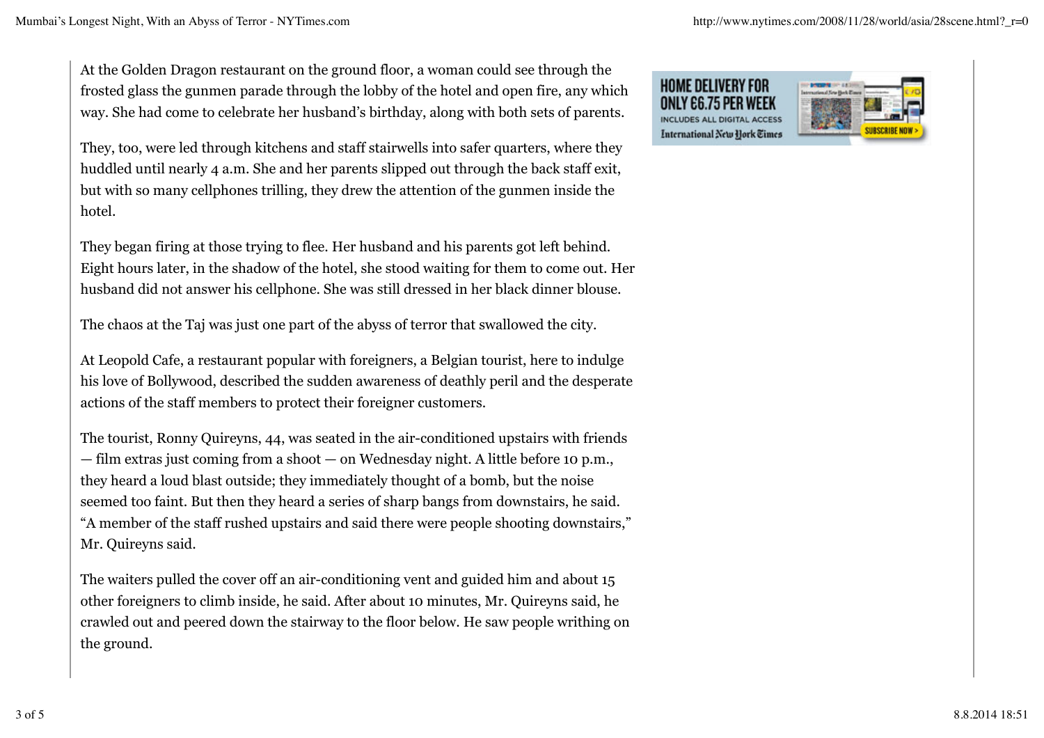At the Golden Dragon restaurant on the ground floor, a woman could see through the frosted glass the gunmen parade through the lobby of the hotel and open fire, any which way. She had come to celebrate her husband's birthday, along with both sets of parents.

They, too, were led through kitchens and staff stairwells into safer quarters, where they huddled until nearly 4 a.m. She and her parents slipped out through the back staff exit, but with so many cellphones trilling, they drew the attention of the gunmen inside the hotel.

They began firing at those trying to flee. Her husband and his parents got left behind. Eight hours later, in the shadow of the hotel, she stood waiting for them to come out. Her husband did not answer his cellphone. She was still dressed in her black dinner blouse.

The chaos at the Taj was just one part of the abyss of terror that swallowed the city.

At Leopold Cafe, a restaurant popular with foreigners, a Belgian tourist, here to indulge his love of Bollywood, described the sudden awareness of deathly peril and the desperate actions of the staff members to protect their foreigner customers.

The tourist, Ronny Quireyns, 44, was seated in the air-conditioned upstairs with friends — film extras just coming from a shoot — on Wednesday night. A little before 10 p.m., they heard a loud blast outside; they immediately thought of a bomb, but the noise seemed too faint. But then they heard a series of sharp bangs from downstairs, he said. "A member of the staff rushed upstairs and said there were people shooting downstairs," Mr. Quireyns said.

The waiters pulled the cover off an air-conditioning vent and guided him and about 15 other foreigners to climb inside, he said. After about 10 minutes, Mr. Quireyns said, he crawled out and peered down the stairway to the floor below. He saw people writhing on the ground.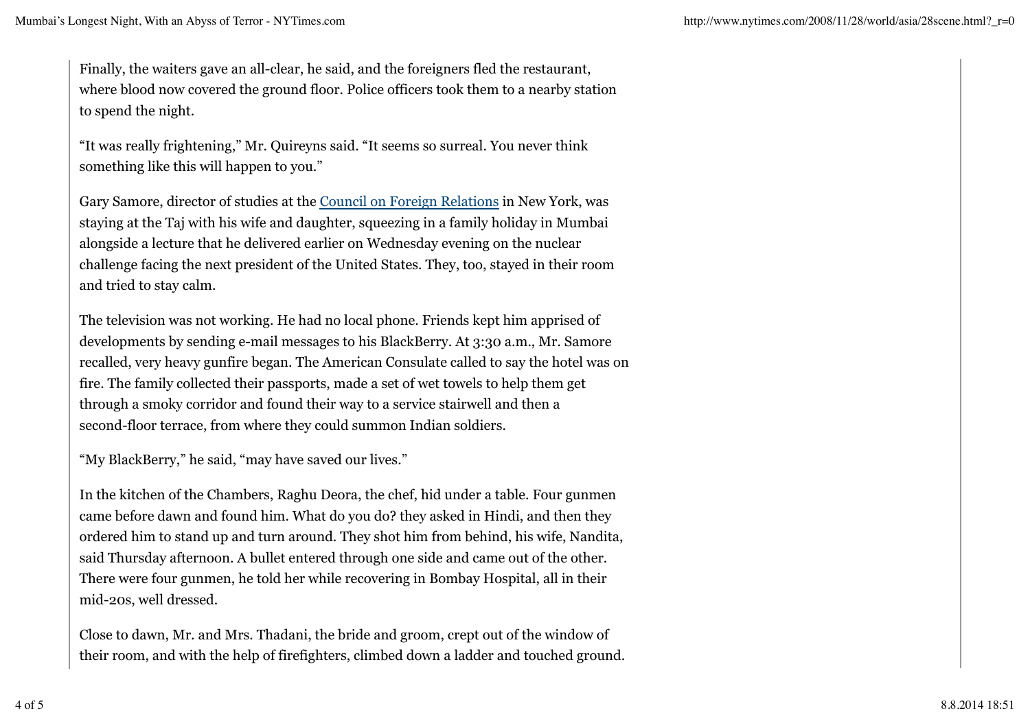Finally, the waiters gave an all-clear, he said, and the foreigners fled the restaurant, where blood now covered the ground floor. Police officers took them to a nearby station to spend the night.

"It was really frightening," Mr. Quireyns said. "It seems so surreal. You never think something like this will happen to you."

Gary Samore, director of studies at the Council on Foreign Relations in New York, was staying at the Taj with his wife and daughter, squeezing in a family holiday in Mumbai alongside a lecture that he delivered earlier on Wednesday evening on the nuclear challenge facing the next president of the United States. They, too, stayed in their room and tried to stay calm.

The television was not working. He had no local phone. Friends kept him apprised of developments by sending e-mail messages to his BlackBerry. At 3:30 a.m., Mr. Samore recalled, very heavy gunfire began. The American Consulate called to say the hotel was on fire. The family collected their passports, made a set of wet towels to help them get through a smoky corridor and found their way to a service stairwell and then a second-floor terrace, from where they could summon Indian soldiers.

"My BlackBerry," he said, "may have saved our lives."

In the kitchen of the Chambers, Raghu Deora, the chef, hid under a table. Four gunmen came before dawn and found him. What do you do? they asked in Hindi, and then they ordered him to stand up and turn around. They shot him from behind, his wife, Nandita, said Thursday afternoon. A bullet entered through one side and came out of the other. There were four gunmen, he told her while recovering in Bombay Hospital, all in their mid-20s, well dressed.

Close to dawn, Mr. and Mrs. Thadani, the bride and groom, crept out of the window of their room, and with the help of firefighters, climbed down a ladder and touched ground.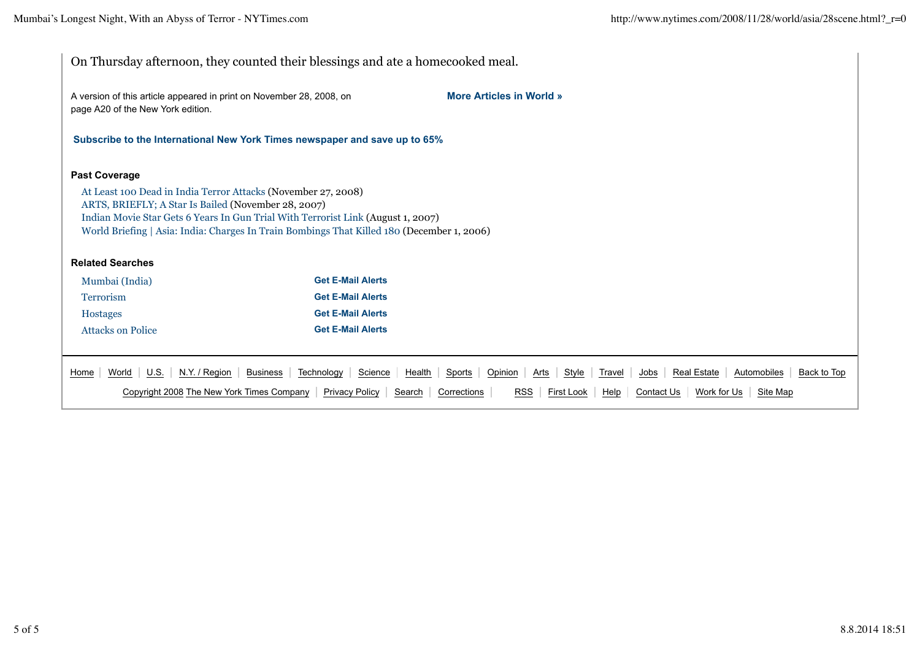On Thursday afternoon, they counted their blessings and ate a homecooked meal.

A version of this article appeared in print on November 28, 2008, on page A20 of the New York edition.

**More Articles in World »**

**Subscribe to the International New York Times newspaper and save up to 65%**

**Past Coverage**

At Least 100 Dead in India Terror Attacks (November 27, 2008)
ARTS, BRIEFLY; A Star Is Bailed (November 28, 2007)
Indian Movie Star Gets 6 Years In Gun Trial With Terrorist Link (August 1, 2007)
World Briefing | Asia: India: Charges In Train Bombings That Killed 180 (December 1, 2006)

**Related Searches**

| | |
|---|---|
| Mumbai (India) | **Get E-Mail Alerts** |
| Terrorism | **Get E-Mail Alerts** |
| Hostages | **Get E-Mail Alerts** |
| Attacks on Police | **Get E-Mail Alerts** |

Home | World | U.S. | N.Y. / Region | Business | Technology | Science | Health | Sports | Opinion | Arts | Style | Travel | Jobs | Real Estate | Automobiles | Back to Top

Copyright 2008 The New York Times Company | Privacy Policy | Search | Corrections | RSS | First Look | Help | Contact Us | Work for Us | Site Map